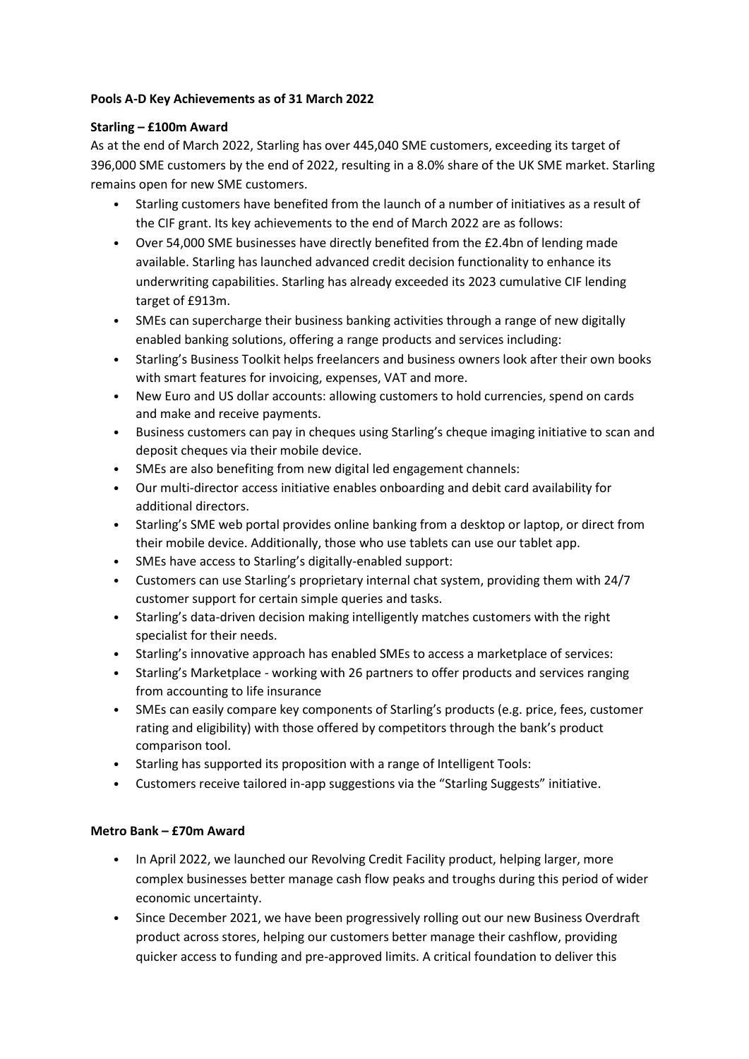**Pools A-D Key Achievements as of 31 March 2022**

**Starling – £100m Award**

As at the end of March 2022, Starling has over 445,040 SME customers, exceeding its target of 396,000 SME customers by the end of 2022, resulting in a 8.0% share of the UK SME market. Starling remains open for new SME customers.

- Starling customers have benefited from the launch of a number of initiatives as a result of the CIF grant. Its key achievements to the end of March 2022 are as follows:
- Over 54,000 SME businesses have directly benefited from the £2.4bn of lending made available. Starling has launched advanced credit decision functionality to enhance its underwriting capabilities. Starling has already exceeded its 2023 cumulative CIF lending target of £913m.
- SMEs can supercharge their business banking activities through a range of new digitally enabled banking solutions, offering a range products and services including:
- Starling's Business Toolkit helps freelancers and business owners look after their own books with smart features for invoicing, expenses, VAT and more.
- New Euro and US dollar accounts: allowing customers to hold currencies, spend on cards and make and receive payments.
- Business customers can pay in cheques using Starling's cheque imaging initiative to scan and deposit cheques via their mobile device.
- SMEs are also benefiting from new digital led engagement channels:
- Our multi-director access initiative enables onboarding and debit card availability for additional directors.
- Starling's SME web portal provides online banking from a desktop or laptop, or direct from their mobile device. Additionally, those who use tablets can use our tablet app.
- SMEs have access to Starling's digitally-enabled support:
- Customers can use Starling's proprietary internal chat system, providing them with 24/7 customer support for certain simple queries and tasks.
- Starling's data-driven decision making intelligently matches customers with the right specialist for their needs.
- Starling's innovative approach has enabled SMEs to access a marketplace of services:
- Starling's Marketplace - working with 26 partners to offer products and services ranging from accounting to life insurance
- SMEs can easily compare key components of Starling's products (e.g. price, fees, customer rating and eligibility) with those offered by competitors through the bank's product comparison tool.
- Starling has supported its proposition with a range of Intelligent Tools:
- Customers receive tailored in-app suggestions via the "Starling Suggests" initiative.

**Metro Bank – £70m Award**

- In April 2022, we launched our Revolving Credit Facility product, helping larger, more complex businesses better manage cash flow peaks and troughs during this period of wider economic uncertainty.
- Since December 2021, we have been progressively rolling out our new Business Overdraft product across stores, helping our customers better manage their cashflow, providing quicker access to funding and pre-approved limits. A critical foundation to deliver this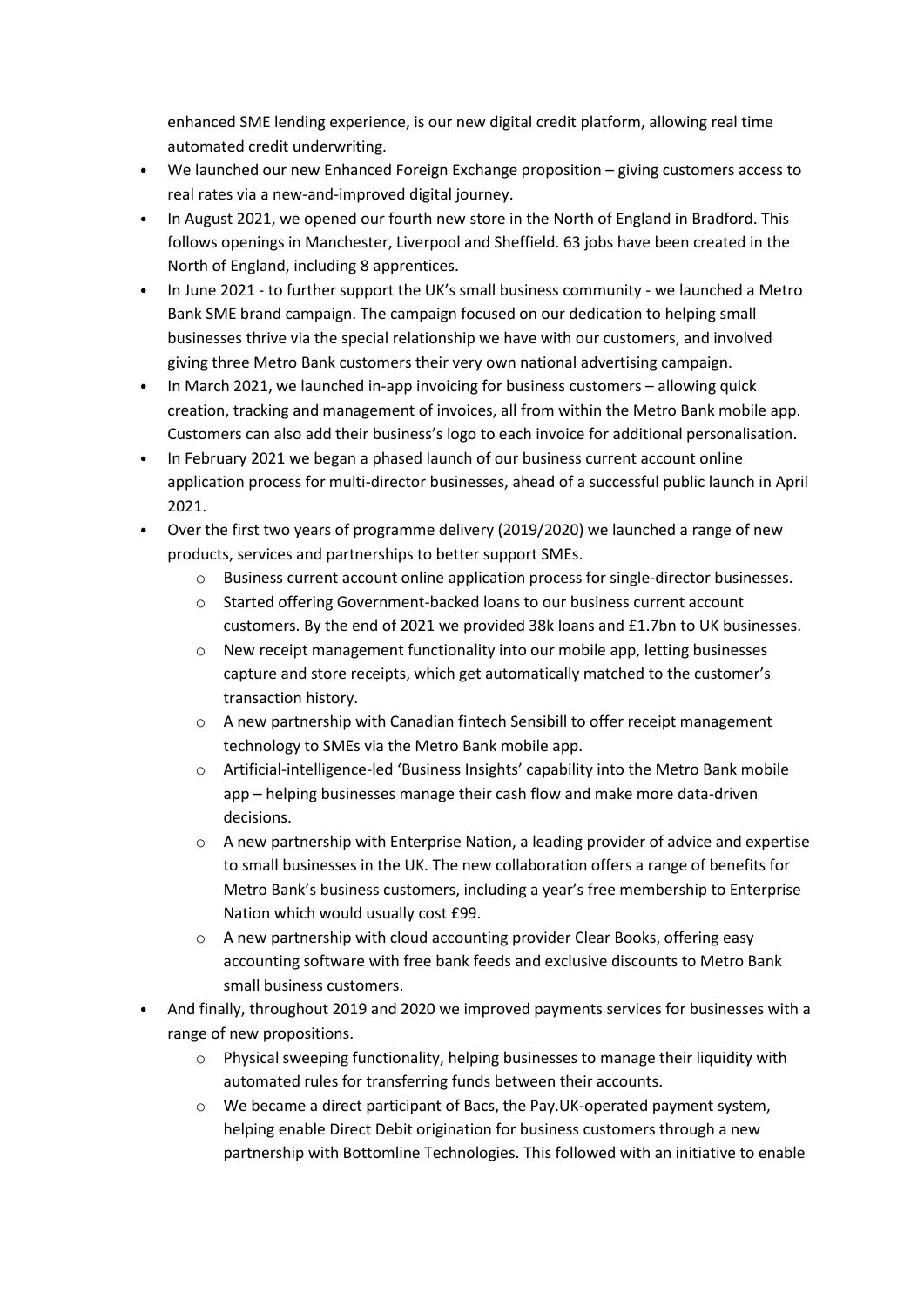enhanced SME lending experience, is our new digital credit platform, allowing real time automated credit underwriting.

- We launched our new Enhanced Foreign Exchange proposition – giving customers access to real rates via a new-and-improved digital journey.
- In August 2021, we opened our fourth new store in the North of England in Bradford. This follows openings in Manchester, Liverpool and Sheffield. 63 jobs have been created in the North of England, including 8 apprentices.
- In June 2021 - to further support the UK's small business community - we launched a Metro Bank SME brand campaign. The campaign focused on our dedication to helping small businesses thrive via the special relationship we have with our customers, and involved giving three Metro Bank customers their very own national advertising campaign.
- In March 2021, we launched in-app invoicing for business customers – allowing quick creation, tracking and management of invoices, all from within the Metro Bank mobile app. Customers can also add their business's logo to each invoice for additional personalisation.
- In February 2021 we began a phased launch of our business current account online application process for multi-director businesses, ahead of a successful public launch in April 2021.
- Over the first two years of programme delivery (2019/2020) we launched a range of new products, services and partnerships to better support SMEs.
    - Business current account online application process for single-director businesses.
    - Started offering Government-backed loans to our business current account customers. By the end of 2021 we provided 38k loans and £1.7bn to UK businesses.
    - New receipt management functionality into our mobile app, letting businesses capture and store receipts, which get automatically matched to the customer's transaction history.
    - A new partnership with Canadian fintech Sensibill to offer receipt management technology to SMEs via the Metro Bank mobile app.
    - Artificial-intelligence-led 'Business Insights' capability into the Metro Bank mobile app – helping businesses manage their cash flow and make more data-driven decisions.
    - A new partnership with Enterprise Nation, a leading provider of advice and expertise to small businesses in the UK. The new collaboration offers a range of benefits for Metro Bank's business customers, including a year's free membership to Enterprise Nation which would usually cost £99.
    - A new partnership with cloud accounting provider Clear Books, offering easy accounting software with free bank feeds and exclusive discounts to Metro Bank small business customers.
- And finally, throughout 2019 and 2020 we improved payments services for businesses with a range of new propositions.
    - Physical sweeping functionality, helping businesses to manage their liquidity with automated rules for transferring funds between their accounts.
    - We became a direct participant of Bacs, the Pay.UK-operated payment system, helping enable Direct Debit origination for business customers through a new partnership with Bottomline Technologies. This followed with an initiative to enable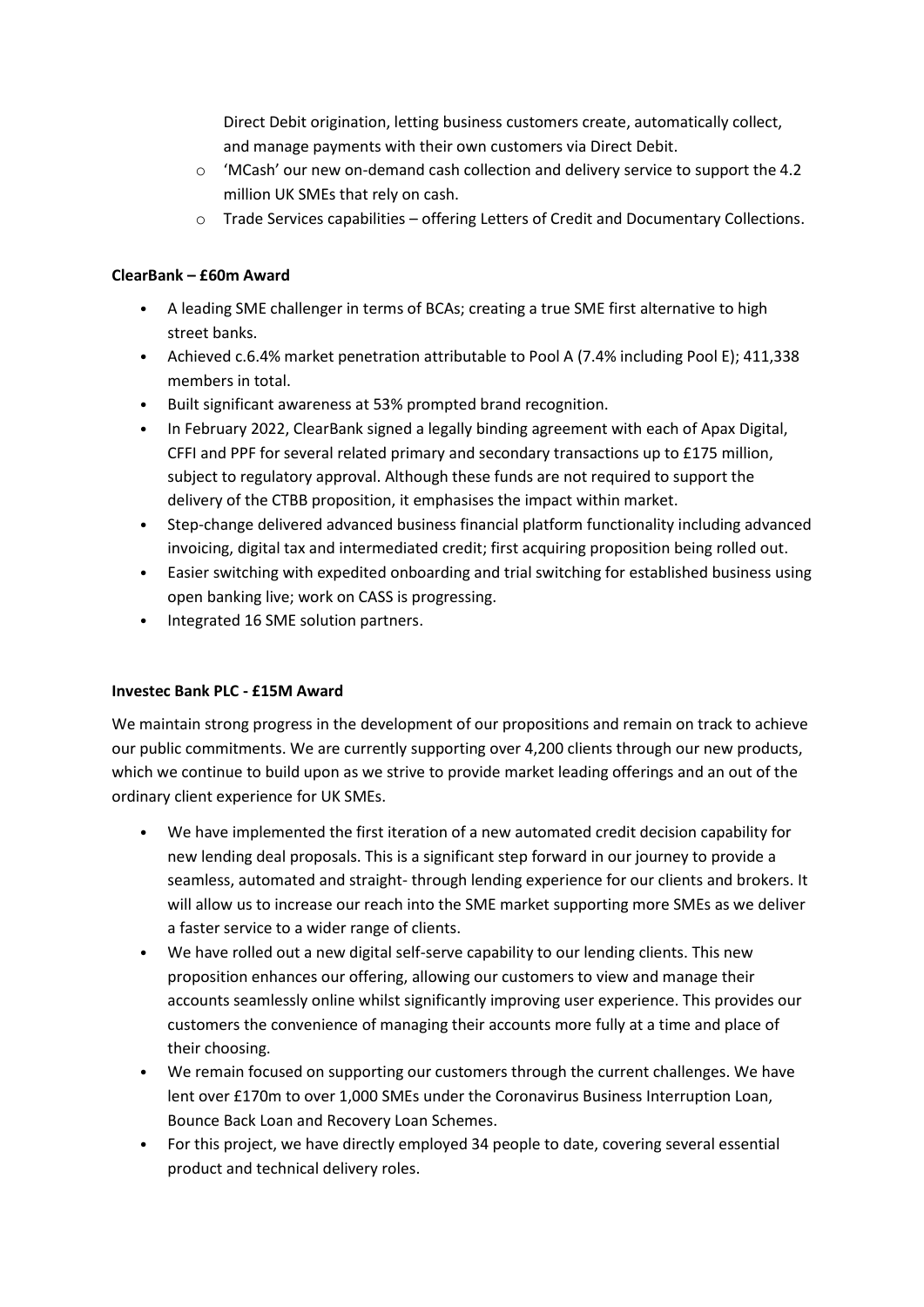Direct Debit origination, letting business customers create, automatically collect, and manage payments with their own customers via Direct Debit.
  - 'MCash' our new on-demand cash collection and delivery service to support the 4.2 million UK SMEs that rely on cash.
  - Trade Services capabilities – offering Letters of Credit and Documentary Collections.

**ClearBank – £60m Award**

- A leading SME challenger in terms of BCAs; creating a true SME first alternative to high street banks.
- Achieved c.6.4% market penetration attributable to Pool A (7.4% including Pool E); 411,338 members in total.
- Built significant awareness at 53% prompted brand recognition.
- In February 2022, ClearBank signed a legally binding agreement with each of Apax Digital, CFFI and PPF for several related primary and secondary transactions up to £175 million, subject to regulatory approval. Although these funds are not required to support the delivery of the CTBB proposition, it emphasises the impact within market.
- Step-change delivered advanced business financial platform functionality including advanced invoicing, digital tax and intermediated credit; first acquiring proposition being rolled out.
- Easier switching with expedited onboarding and trial switching for established business using open banking live; work on CASS is progressing.
- Integrated 16 SME solution partners.

**Investec Bank PLC - £15M Award**

We maintain strong progress in the development of our propositions and remain on track to achieve our public commitments. We are currently supporting over 4,200 clients through our new products, which we continue to build upon as we strive to provide market leading offerings and an out of the ordinary client experience for UK SMEs.

- We have implemented the first iteration of a new automated credit decision capability for new lending deal proposals. This is a significant step forward in our journey to provide a seamless, automated and straight- through lending experience for our clients and brokers. It will allow us to increase our reach into the SME market supporting more SMEs as we deliver a faster service to a wider range of clients.
- We have rolled out a new digital self-serve capability to our lending clients. This new proposition enhances our offering, allowing our customers to view and manage their accounts seamlessly online whilst significantly improving user experience. This provides our customers the convenience of managing their accounts more fully at a time and place of their choosing.
- We remain focused on supporting our customers through the current challenges. We have lent over £170m to over 1,000 SMEs under the Coronavirus Business Interruption Loan, Bounce Back Loan and Recovery Loan Schemes.
- For this project, we have directly employed 34 people to date, covering several essential product and technical delivery roles.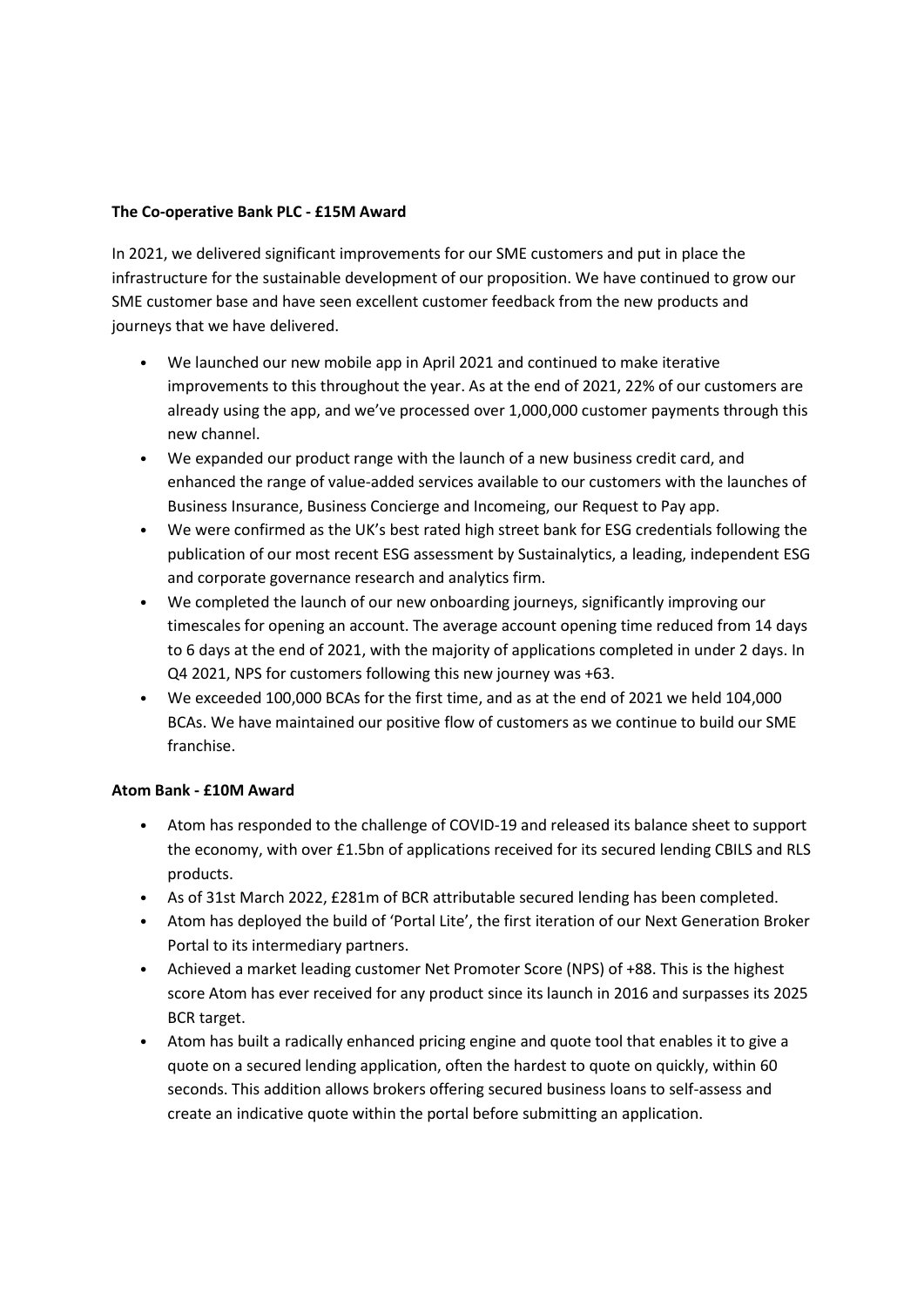**The Co-operative Bank PLC - £15M Award**

In 2021, we delivered significant improvements for our SME customers and put in place the infrastructure for the sustainable development of our proposition. We have continued to grow our SME customer base and have seen excellent customer feedback from the new products and journeys that we have delivered.

- We launched our new mobile app in April 2021 and continued to make iterative improvements to this throughout the year. As at the end of 2021, 22% of our customers are already using the app, and we've processed over 1,000,000 customer payments through this new channel.
- We expanded our product range with the launch of a new business credit card, and enhanced the range of value-added services available to our customers with the launches of Business Insurance, Business Concierge and Incomeing, our Request to Pay app.
- We were confirmed as the UK's best rated high street bank for ESG credentials following the publication of our most recent ESG assessment by Sustainalytics, a leading, independent ESG and corporate governance research and analytics firm.
- We completed the launch of our new onboarding journeys, significantly improving our timescales for opening an account. The average account opening time reduced from 14 days to 6 days at the end of 2021, with the majority of applications completed in under 2 days. In Q4 2021, NPS for customers following this new journey was +63.
- We exceeded 100,000 BCAs for the first time, and as at the end of 2021 we held 104,000 BCAs. We have maintained our positive flow of customers as we continue to build our SME franchise.

**Atom Bank - £10M Award**

- Atom has responded to the challenge of COVID-19 and released its balance sheet to support the economy, with over £1.5bn of applications received for its secured lending CBILS and RLS products.
- As of 31st March 2022, £281m of BCR attributable secured lending has been completed.
- Atom has deployed the build of 'Portal Lite', the first iteration of our Next Generation Broker Portal to its intermediary partners.
- Achieved a market leading customer Net Promoter Score (NPS) of +88. This is the highest score Atom has ever received for any product since its launch in 2016 and surpasses its 2025 BCR target.
- Atom has built a radically enhanced pricing engine and quote tool that enables it to give a quote on a secured lending application, often the hardest to quote on quickly, within 60 seconds. This addition allows brokers offering secured business loans to self-assess and create an indicative quote within the portal before submitting an application.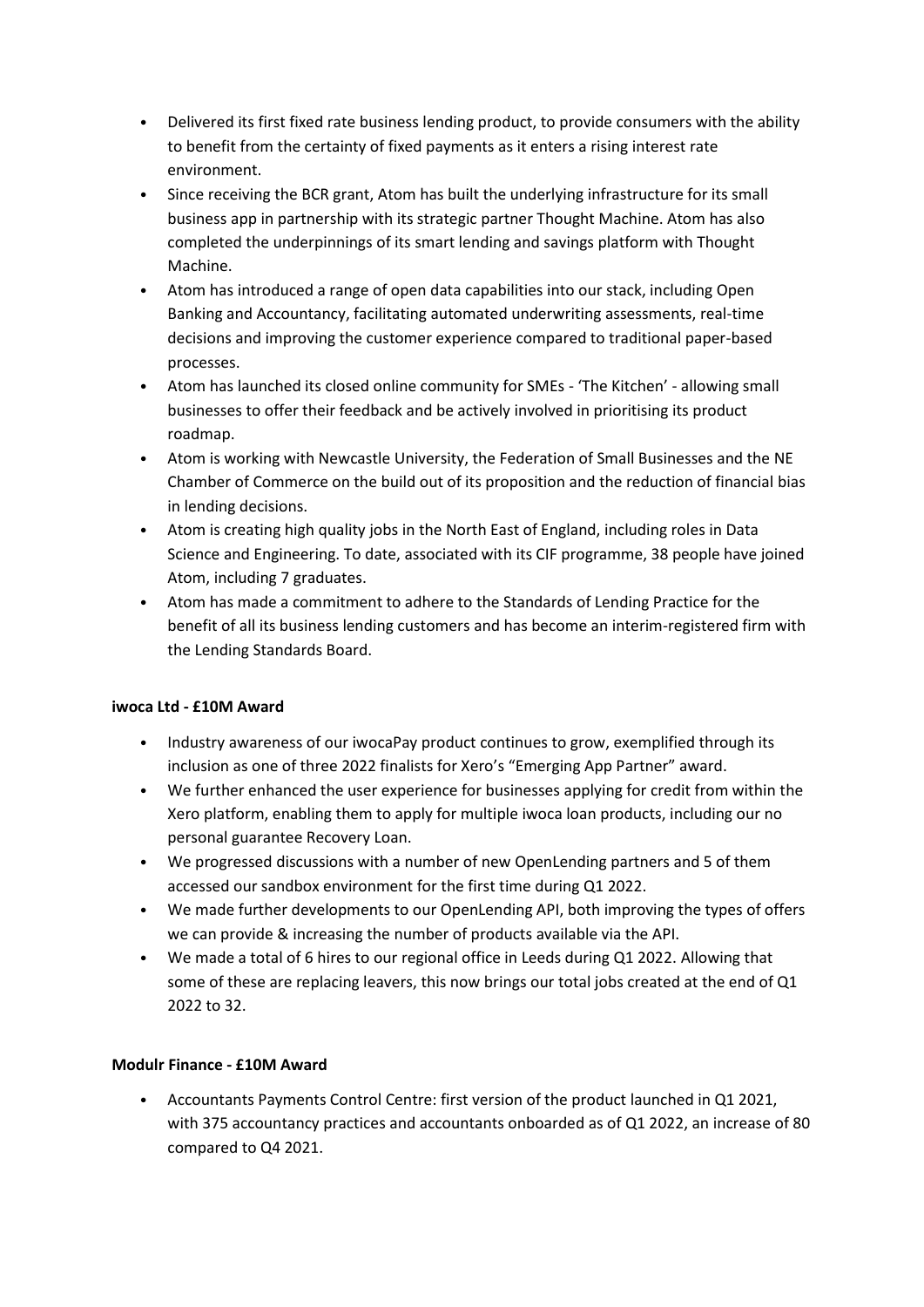- Delivered its first fixed rate business lending product, to provide consumers with the ability to benefit from the certainty of fixed payments as it enters a rising interest rate environment.
- Since receiving the BCR grant, Atom has built the underlying infrastructure for its small business app in partnership with its strategic partner Thought Machine. Atom has also completed the underpinnings of its smart lending and savings platform with Thought Machine.
- Atom has introduced a range of open data capabilities into our stack, including Open Banking and Accountancy, facilitating automated underwriting assessments, real-time decisions and improving the customer experience compared to traditional paper-based processes.
- Atom has launched its closed online community for SMEs - 'The Kitchen' - allowing small businesses to offer their feedback and be actively involved in prioritising its product roadmap.
- Atom is working with Newcastle University, the Federation of Small Businesses and the NE Chamber of Commerce on the build out of its proposition and the reduction of financial bias in lending decisions.
- Atom is creating high quality jobs in the North East of England, including roles in Data Science and Engineering. To date, associated with its CIF programme, 38 people have joined Atom, including 7 graduates.
- Atom has made a commitment to adhere to the Standards of Lending Practice for the benefit of all its business lending customers and has become an interim-registered firm with the Lending Standards Board.

**iwoca Ltd - £10M Award**

- Industry awareness of our iwocaPay product continues to grow, exemplified through its inclusion as one of three 2022 finalists for Xero's "Emerging App Partner" award.
- We further enhanced the user experience for businesses applying for credit from within the Xero platform, enabling them to apply for multiple iwoca loan products, including our no personal guarantee Recovery Loan.
- We progressed discussions with a number of new OpenLending partners and 5 of them accessed our sandbox environment for the first time during Q1 2022.
- We made further developments to our OpenLending API, both improving the types of offers we can provide & increasing the number of products available via the API.
- We made a total of 6 hires to our regional office in Leeds during Q1 2022. Allowing that some of these are replacing leavers, this now brings our total jobs created at the end of Q1 2022 to 32.

**Modulr Finance - £10M Award**

- Accountants Payments Control Centre: first version of the product launched in Q1 2021, with 375 accountancy practices and accountants onboarded as of Q1 2022, an increase of 80 compared to Q4 2021.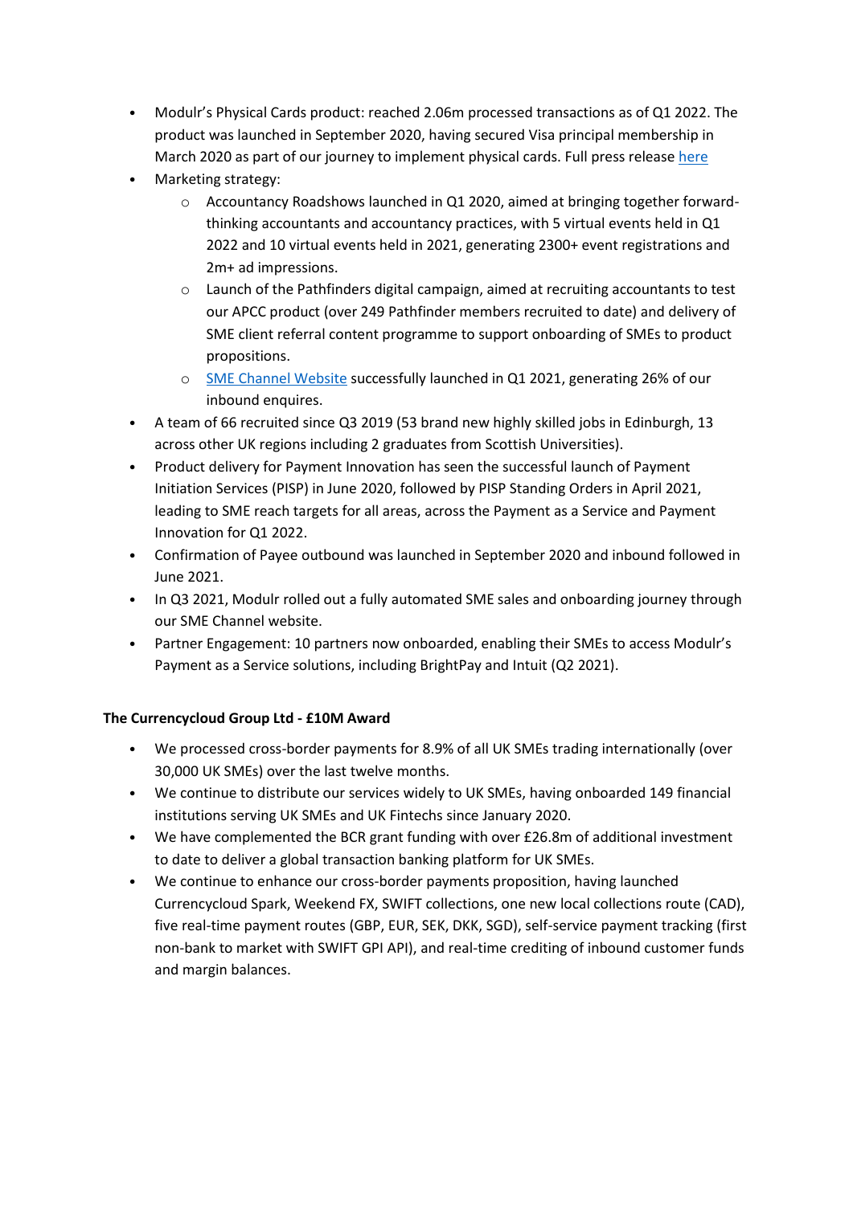- Modulr's Physical Cards product: reached 2.06m processed transactions as of Q1 2022. The product was launched in September 2020, having secured Visa principal membership in March 2020 as part of our journey to implement physical cards. Full press release here
- Marketing strategy:
  - Accountancy Roadshows launched in Q1 2020, aimed at bringing together forward-thinking accountants and accountancy practices, with 5 virtual events held in Q1 2022 and 10 virtual events held in 2021, generating 2300+ event registrations and 2m+ ad impressions.
  - Launch of the Pathfinders digital campaign, aimed at recruiting accountants to test our APCC product (over 249 Pathfinder members recruited to date) and delivery of SME client referral content programme to support onboarding of SMEs to product propositions.
  - SME Channel Website successfully launched in Q1 2021, generating 26% of our inbound enquires.
- A team of 66 recruited since Q3 2019 (53 brand new highly skilled jobs in Edinburgh, 13 across other UK regions including 2 graduates from Scottish Universities).
- Product delivery for Payment Innovation has seen the successful launch of Payment Initiation Services (PISP) in June 2020, followed by PISP Standing Orders in April 2021, leading to SME reach targets for all areas, across the Payment as a Service and Payment Innovation for Q1 2022.
- Confirmation of Payee outbound was launched in September 2020 and inbound followed in June 2021.
- In Q3 2021, Modulr rolled out a fully automated SME sales and onboarding journey through our SME Channel website.
- Partner Engagement: 10 partners now onboarded, enabling their SMEs to access Modulr's Payment as a Service solutions, including BrightPay and Intuit (Q2 2021).

**The Currencycloud Group Ltd - £10M Award**

- We processed cross-border payments for 8.9% of all UK SMEs trading internationally (over 30,000 UK SMEs) over the last twelve months.
- We continue to distribute our services widely to UK SMEs, having onboarded 149 financial institutions serving UK SMEs and UK Fintechs since January 2020.
- We have complemented the BCR grant funding with over £26.8m of additional investment to date to deliver a global transaction banking platform for UK SMEs.
- We continue to enhance our cross-border payments proposition, having launched Currencycloud Spark, Weekend FX, SWIFT collections, one new local collections route (CAD), five real-time payment routes (GBP, EUR, SEK, DKK, SGD), self-service payment tracking (first non-bank to market with SWIFT GPI API), and real-time crediting of inbound customer funds and margin balances.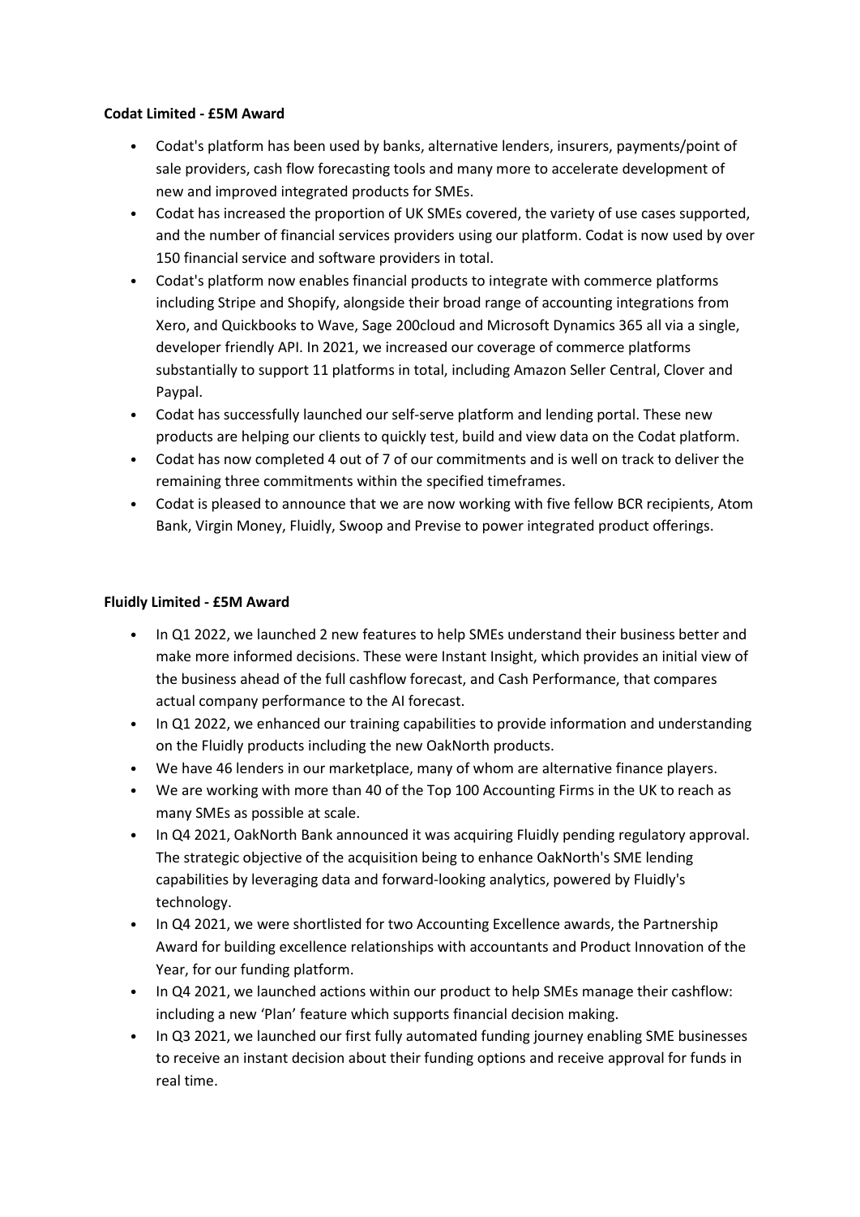**Codat Limited - £5M Award**

- Codat's platform has been used by banks, alternative lenders, insurers, payments/point of sale providers, cash flow forecasting tools and many more to accelerate development of new and improved integrated products for SMEs.
- Codat has increased the proportion of UK SMEs covered, the variety of use cases supported, and the number of financial services providers using our platform. Codat is now used by over 150 financial service and software providers in total.
- Codat's platform now enables financial products to integrate with commerce platforms including Stripe and Shopify, alongside their broad range of accounting integrations from Xero, and Quickbooks to Wave, Sage 200cloud and Microsoft Dynamics 365 all via a single, developer friendly API. In 2021, we increased our coverage of commerce platforms substantially to support 11 platforms in total, including Amazon Seller Central, Clover and Paypal.
- Codat has successfully launched our self-serve platform and lending portal. These new products are helping our clients to quickly test, build and view data on the Codat platform.
- Codat has now completed 4 out of 7 of our commitments and is well on track to deliver the remaining three commitments within the specified timeframes.
- Codat is pleased to announce that we are now working with five fellow BCR recipients, Atom Bank, Virgin Money, Fluidly, Swoop and Previse to power integrated product offerings.

**Fluidly Limited - £5M Award**

- In Q1 2022, we launched 2 new features to help SMEs understand their business better and make more informed decisions. These were Instant Insight, which provides an initial view of the business ahead of the full cashflow forecast, and Cash Performance, that compares actual company performance to the AI forecast.
- In Q1 2022, we enhanced our training capabilities to provide information and understanding on the Fluidly products including the new OakNorth products.
- We have 46 lenders in our marketplace, many of whom are alternative finance players.
- We are working with more than 40 of the Top 100 Accounting Firms in the UK to reach as many SMEs as possible at scale.
- In Q4 2021, OakNorth Bank announced it was acquiring Fluidly pending regulatory approval. The strategic objective of the acquisition being to enhance OakNorth's SME lending capabilities by leveraging data and forward-looking analytics, powered by Fluidly's technology.
- In Q4 2021, we were shortlisted for two Accounting Excellence awards, the Partnership Award for building excellence relationships with accountants and Product Innovation of the Year, for our funding platform.
- In Q4 2021, we launched actions within our product to help SMEs manage their cashflow: including a new 'Plan' feature which supports financial decision making.
- In Q3 2021, we launched our first fully automated funding journey enabling SME businesses to receive an instant decision about their funding options and receive approval for funds in real time.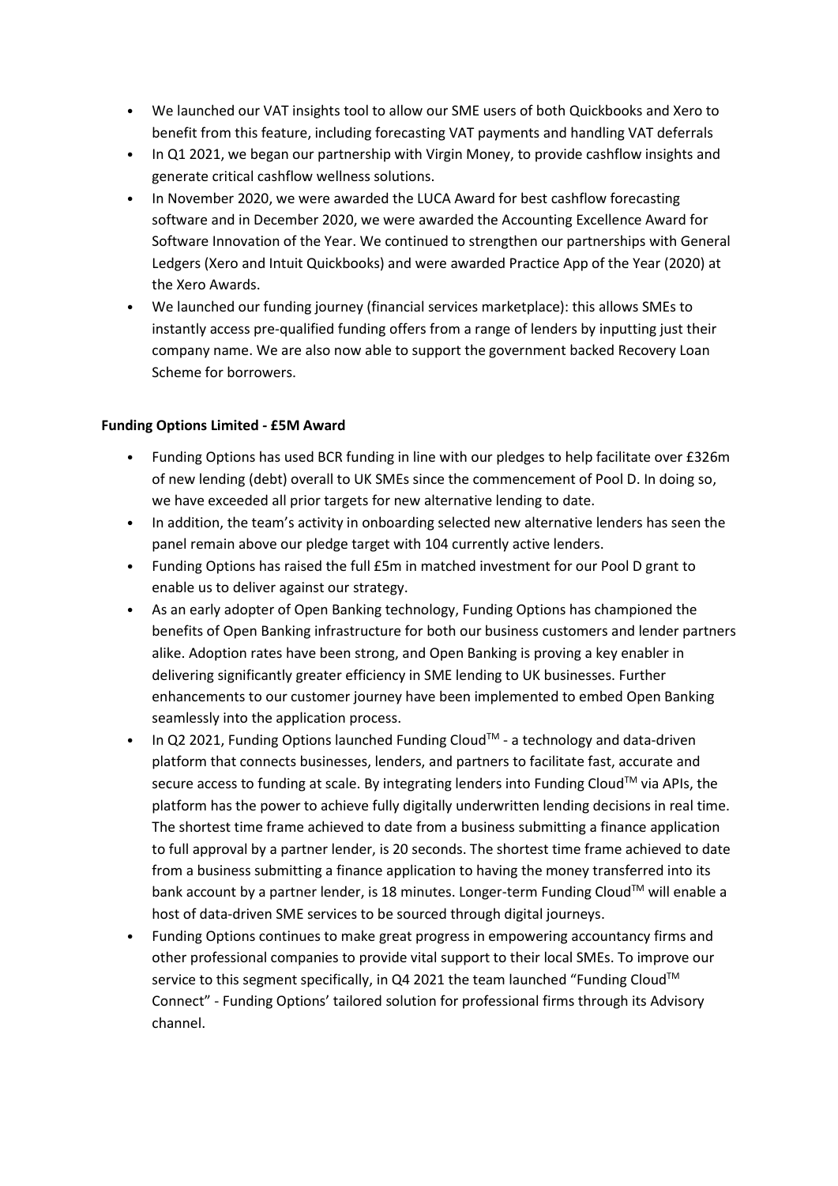- We launched our VAT insights tool to allow our SME users of both Quickbooks and Xero to benefit from this feature, including forecasting VAT payments and handling VAT deferrals
- In Q1 2021, we began our partnership with Virgin Money, to provide cashflow insights and generate critical cashflow wellness solutions.
- In November 2020, we were awarded the LUCA Award for best cashflow forecasting software and in December 2020, we were awarded the Accounting Excellence Award for Software Innovation of the Year. We continued to strengthen our partnerships with General Ledgers (Xero and Intuit Quickbooks) and were awarded Practice App of the Year (2020) at the Xero Awards.
- We launched our funding journey (financial services marketplace): this allows SMEs to instantly access pre-qualified funding offers from a range of lenders by inputting just their company name. We are also now able to support the government backed Recovery Loan Scheme for borrowers.

**Funding Options Limited - £5M Award**

- Funding Options has used BCR funding in line with our pledges to help facilitate over £326m of new lending (debt) overall to UK SMEs since the commencement of Pool D. In doing so, we have exceeded all prior targets for new alternative lending to date.
- In addition, the team's activity in onboarding selected new alternative lenders has seen the panel remain above our pledge target with 104 currently active lenders.
- Funding Options has raised the full £5m in matched investment for our Pool D grant to enable us to deliver against our strategy.
- As an early adopter of Open Banking technology, Funding Options has championed the benefits of Open Banking infrastructure for both our business customers and lender partners alike. Adoption rates have been strong, and Open Banking is proving a key enabler in delivering significantly greater efficiency in SME lending to UK businesses. Further enhancements to our customer journey have been implemented to embed Open Banking seamlessly into the application process.
- In Q2 2021, Funding Options launched Funding Cloud™ - a technology and data-driven platform that connects businesses, lenders, and partners to facilitate fast, accurate and secure access to funding at scale. By integrating lenders into Funding Cloud™ via APIs, the platform has the power to achieve fully digitally underwritten lending decisions in real time. The shortest time frame achieved to date from a business submitting a finance application to full approval by a partner lender, is 20 seconds. The shortest time frame achieved to date from a business submitting a finance application to having the money transferred into its bank account by a partner lender, is 18 minutes. Longer-term Funding Cloud™ will enable a host of data-driven SME services to be sourced through digital journeys.
- Funding Options continues to make great progress in empowering accountancy firms and other professional companies to provide vital support to their local SMEs. To improve our service to this segment specifically, in Q4 2021 the team launched "Funding Cloud™ Connect" - Funding Options' tailored solution for professional firms through its Advisory channel.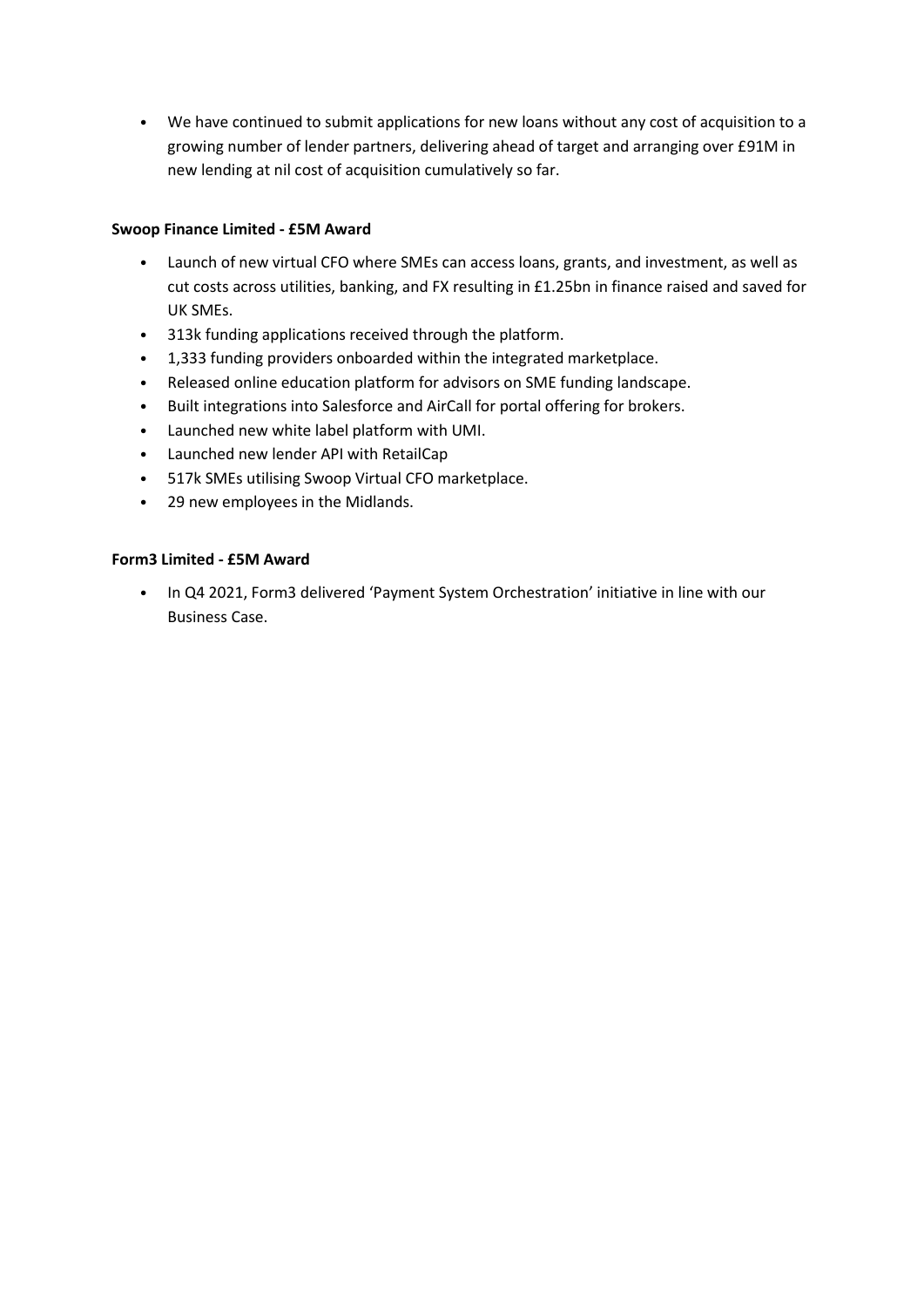- We have continued to submit applications for new loans without any cost of acquisition to a growing number of lender partners, delivering ahead of target and arranging over £91M in new lending at nil cost of acquisition cumulatively so far.

**Swoop Finance Limited - £5M Award**

- Launch of new virtual CFO where SMEs can access loans, grants, and investment, as well as cut costs across utilities, banking, and FX resulting in £1.25bn in finance raised and saved for UK SMEs.
- 313k funding applications received through the platform.
- 1,333 funding providers onboarded within the integrated marketplace.
- Released online education platform for advisors on SME funding landscape.
- Built integrations into Salesforce and AirCall for portal offering for brokers.
- Launched new white label platform with UMI.
- Launched new lender API with RetailCap
- 517k SMEs utilising Swoop Virtual CFO marketplace.
- 29 new employees in the Midlands.

**Form3 Limited - £5M Award**

- In Q4 2021, Form3 delivered 'Payment System Orchestration' initiative in line with our Business Case.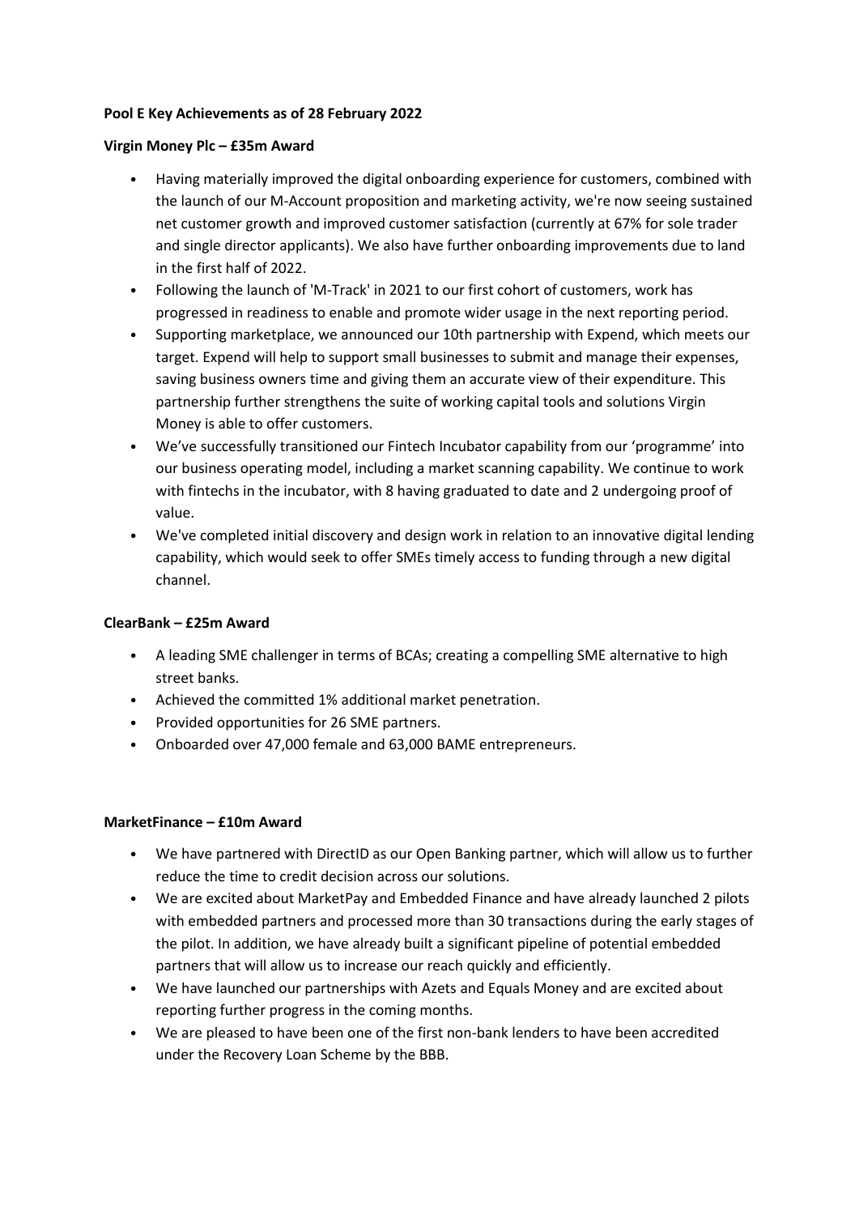**Pool E Key Achievements as of 28 February 2022**

**Virgin Money Plc – £35m Award**

- Having materially improved the digital onboarding experience for customers, combined with the launch of our M-Account proposition and marketing activity, we're now seeing sustained net customer growth and improved customer satisfaction (currently at 67% for sole trader and single director applicants). We also have further onboarding improvements due to land in the first half of 2022.
- Following the launch of 'M-Track' in 2021 to our first cohort of customers, work has progressed in readiness to enable and promote wider usage in the next reporting period.
- Supporting marketplace, we announced our 10th partnership with Expend, which meets our target. Expend will help to support small businesses to submit and manage their expenses, saving business owners time and giving them an accurate view of their expenditure. This partnership further strengthens the suite of working capital tools and solutions Virgin Money is able to offer customers.
- We've successfully transitioned our Fintech Incubator capability from our 'programme' into our business operating model, including a market scanning capability. We continue to work with fintechs in the incubator, with 8 having graduated to date and 2 undergoing proof of value.
- We've completed initial discovery and design work in relation to an innovative digital lending capability, which would seek to offer SMEs timely access to funding through a new digital channel.

**ClearBank – £25m Award**

- A leading SME challenger in terms of BCAs; creating a compelling SME alternative to high street banks.
- Achieved the committed 1% additional market penetration.
- Provided opportunities for 26 SME partners.
- Onboarded over 47,000 female and 63,000 BAME entrepreneurs.

**MarketFinance – £10m Award**

- We have partnered with DirectID as our Open Banking partner, which will allow us to further reduce the time to credit decision across our solutions.
- We are excited about MarketPay and Embedded Finance and have already launched 2 pilots with embedded partners and processed more than 30 transactions during the early stages of the pilot. In addition, we have already built a significant pipeline of potential embedded partners that will allow us to increase our reach quickly and efficiently.
- We have launched our partnerships with Azets and Equals Money and are excited about reporting further progress in the coming months.
- We are pleased to have been one of the first non-bank lenders to have been accredited under the Recovery Loan Scheme by the BBB.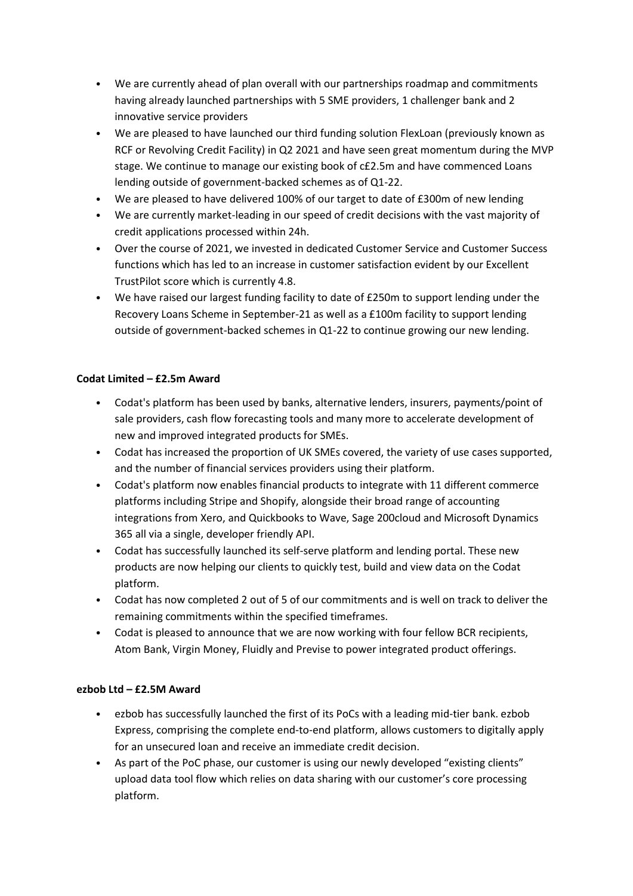- We are currently ahead of plan overall with our partnerships roadmap and commitments having already launched partnerships with 5 SME providers, 1 challenger bank and 2 innovative service providers
- We are pleased to have launched our third funding solution FlexLoan (previously known as RCF or Revolving Credit Facility) in Q2 2021 and have seen great momentum during the MVP stage. We continue to manage our existing book of c£2.5m and have commenced Loans lending outside of government-backed schemes as of Q1-22.
- We are pleased to have delivered 100% of our target to date of £300m of new lending
- We are currently market-leading in our speed of credit decisions with the vast majority of credit applications processed within 24h.
- Over the course of 2021, we invested in dedicated Customer Service and Customer Success functions which has led to an increase in customer satisfaction evident by our Excellent TrustPilot score which is currently 4.8.
- We have raised our largest funding facility to date of £250m to support lending under the Recovery Loans Scheme in September-21 as well as a £100m facility to support lending outside of government-backed schemes in Q1-22 to continue growing our new lending.

**Codat Limited – £2.5m Award**

- Codat's platform has been used by banks, alternative lenders, insurers, payments/point of sale providers, cash flow forecasting tools and many more to accelerate development of new and improved integrated products for SMEs.
- Codat has increased the proportion of UK SMEs covered, the variety of use cases supported, and the number of financial services providers using their platform.
- Codat's platform now enables financial products to integrate with 11 different commerce platforms including Stripe and Shopify, alongside their broad range of accounting integrations from Xero, and Quickbooks to Wave, Sage 200cloud and Microsoft Dynamics 365 all via a single, developer friendly API.
- Codat has successfully launched its self-serve platform and lending portal. These new products are now helping our clients to quickly test, build and view data on the Codat platform.
- Codat has now completed 2 out of 5 of our commitments and is well on track to deliver the remaining commitments within the specified timeframes.
- Codat is pleased to announce that we are now working with four fellow BCR recipients, Atom Bank, Virgin Money, Fluidly and Previse to power integrated product offerings.

**ezbob Ltd – £2.5M Award**

- ezbob has successfully launched the first of its PoCs with a leading mid-tier bank. ezbob Express, comprising the complete end-to-end platform, allows customers to digitally apply for an unsecured loan and receive an immediate credit decision.
- As part of the PoC phase, our customer is using our newly developed "existing clients" upload data tool flow which relies on data sharing with our customer's core processing platform.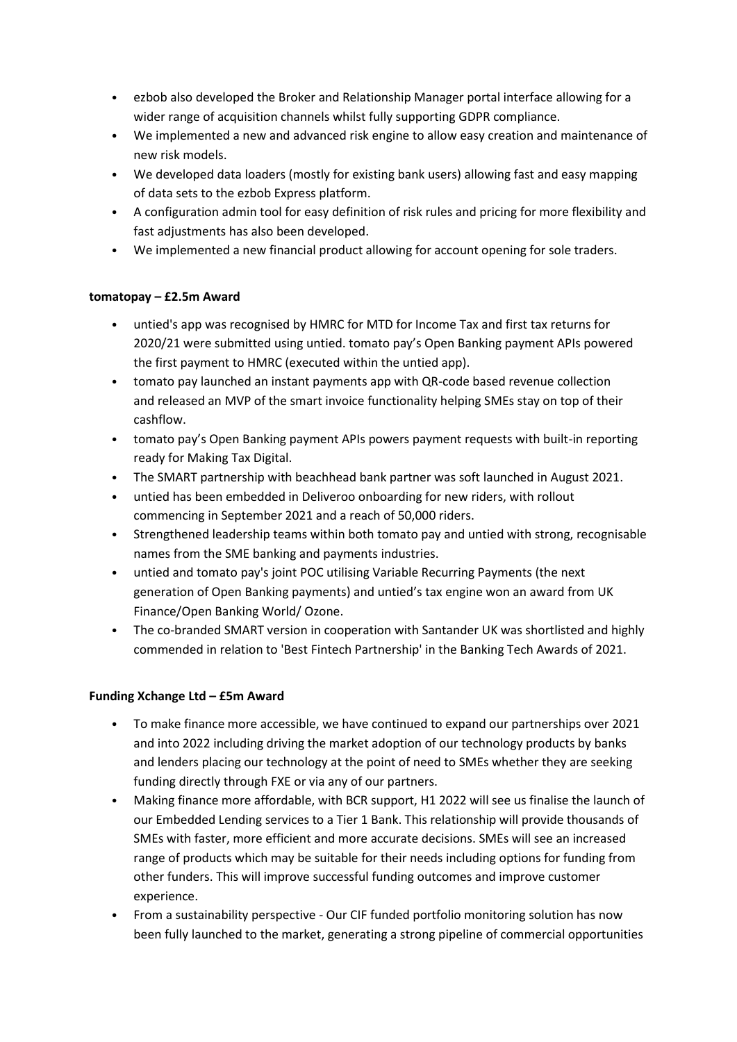- ezbob also developed the Broker and Relationship Manager portal interface allowing for a wider range of acquisition channels whilst fully supporting GDPR compliance.
- We implemented a new and advanced risk engine to allow easy creation and maintenance of new risk models.
- We developed data loaders (mostly for existing bank users) allowing fast and easy mapping of data sets to the ezbob Express platform.
- A configuration admin tool for easy definition of risk rules and pricing for more flexibility and fast adjustments has also been developed.
- We implemented a new financial product allowing for account opening for sole traders.

**tomatopay – £2.5m Award**

- untied's app was recognised by HMRC for MTD for Income Tax and first tax returns for 2020/21 were submitted using untied. tomato pay's Open Banking payment APIs powered the first payment to HMRC (executed within the untied app).
- tomato pay launched an instant payments app with QR-code based revenue collection and released an MVP of the smart invoice functionality helping SMEs stay on top of their cashflow.
- tomato pay's Open Banking payment APIs powers payment requests with built-in reporting ready for Making Tax Digital.
- The SMART partnership with beachhead bank partner was soft launched in August 2021.
- untied has been embedded in Deliveroo onboarding for new riders, with rollout commencing in September 2021 and a reach of 50,000 riders.
- Strengthened leadership teams within both tomato pay and untied with strong, recognisable names from the SME banking and payments industries.
- untied and tomato pay's joint POC utilising Variable Recurring Payments (the next generation of Open Banking payments) and untied's tax engine won an award from UK Finance/Open Banking World/ Ozone.
- The co-branded SMART version in cooperation with Santander UK was shortlisted and highly commended in relation to 'Best Fintech Partnership' in the Banking Tech Awards of 2021.

**Funding Xchange Ltd – £5m Award**

- To make finance more accessible, we have continued to expand our partnerships over 2021 and into 2022 including driving the market adoption of our technology products by banks and lenders placing our technology at the point of need to SMEs whether they are seeking funding directly through FXE or via any of our partners.
- Making finance more affordable, with BCR support, H1 2022 will see us finalise the launch of our Embedded Lending services to a Tier 1 Bank. This relationship will provide thousands of SMEs with faster, more efficient and more accurate decisions. SMEs will see an increased range of products which may be suitable for their needs including options for funding from other funders. This will improve successful funding outcomes and improve customer experience.
- From a sustainability perspective - Our CIF funded portfolio monitoring solution has now been fully launched to the market, generating a strong pipeline of commercial opportunities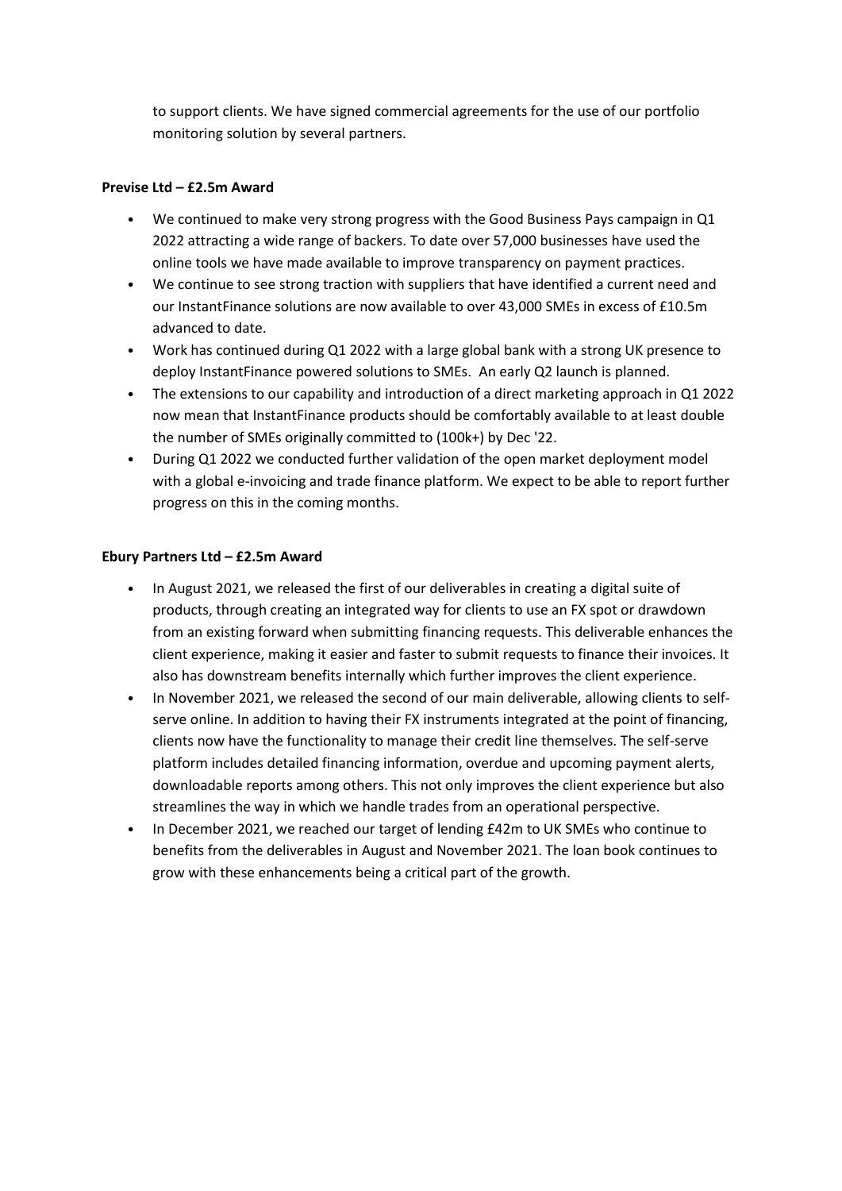to support clients. We have signed commercial agreements for the use of our portfolio monitoring solution by several partners.

**Previse Ltd – £2.5m Award**

- We continued to make very strong progress with the Good Business Pays campaign in Q1 2022 attracting a wide range of backers. To date over 57,000 businesses have used the online tools we have made available to improve transparency on payment practices.
- We continue to see strong traction with suppliers that have identified a current need and our InstantFinance solutions are now available to over 43,000 SMEs in excess of £10.5m advanced to date.
- Work has continued during Q1 2022 with a large global bank with a strong UK presence to deploy InstantFinance powered solutions to SMEs. An early Q2 launch is planned.
- The extensions to our capability and introduction of a direct marketing approach in Q1 2022 now mean that InstantFinance products should be comfortably available to at least double the number of SMEs originally committed to (100k+) by Dec '22.
- During Q1 2022 we conducted further validation of the open market deployment model with a global e-invoicing and trade finance platform. We expect to be able to report further progress on this in the coming months.

**Ebury Partners Ltd – £2.5m Award**

- In August 2021, we released the first of our deliverables in creating a digital suite of products, through creating an integrated way for clients to use an FX spot or drawdown from an existing forward when submitting financing requests. This deliverable enhances the client experience, making it easier and faster to submit requests to finance their invoices. It also has downstream benefits internally which further improves the client experience.
- In November 2021, we released the second of our main deliverable, allowing clients to self-serve online. In addition to having their FX instruments integrated at the point of financing, clients now have the functionality to manage their credit line themselves. The self-serve platform includes detailed financing information, overdue and upcoming payment alerts, downloadable reports among others. This not only improves the client experience but also streamlines the way in which we handle trades from an operational perspective.
- In December 2021, we reached our target of lending £42m to UK SMEs who continue to benefits from the deliverables in August and November 2021. The loan book continues to grow with these enhancements being a critical part of the growth.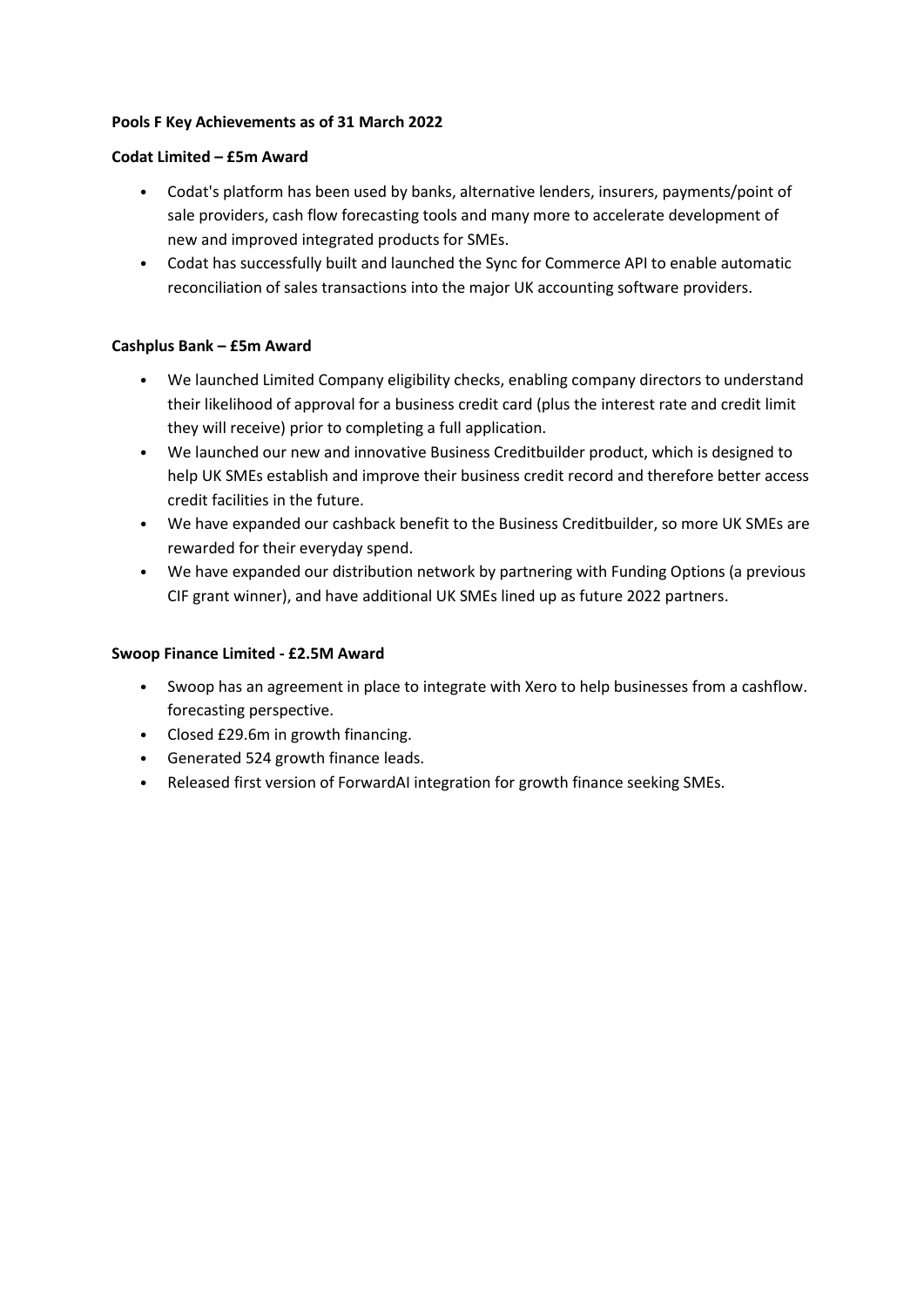**Pools F Key Achievements as of 31 March 2022**

**Codat Limited – £5m Award**

- Codat's platform has been used by banks, alternative lenders, insurers, payments/point of sale providers, cash flow forecasting tools and many more to accelerate development of new and improved integrated products for SMEs.
- Codat has successfully built and launched the Sync for Commerce API to enable automatic reconciliation of sales transactions into the major UK accounting software providers.

**Cashplus Bank – £5m Award**

- We launched Limited Company eligibility checks, enabling company directors to understand their likelihood of approval for a business credit card (plus the interest rate and credit limit they will receive) prior to completing a full application.
- We launched our new and innovative Business Creditbuilder product, which is designed to help UK SMEs establish and improve their business credit record and therefore better access credit facilities in the future.
- We have expanded our cashback benefit to the Business Creditbuilder, so more UK SMEs are rewarded for their everyday spend.
- We have expanded our distribution network by partnering with Funding Options (a previous CIF grant winner), and have additional UK SMEs lined up as future 2022 partners.

**Swoop Finance Limited - £2.5M Award**

- Swoop has an agreement in place to integrate with Xero to help businesses from a cashflow. forecasting perspective.
- Closed £29.6m in growth financing.
- Generated 524 growth finance leads.
- Released first version of ForwardAI integration for growth finance seeking SMEs.